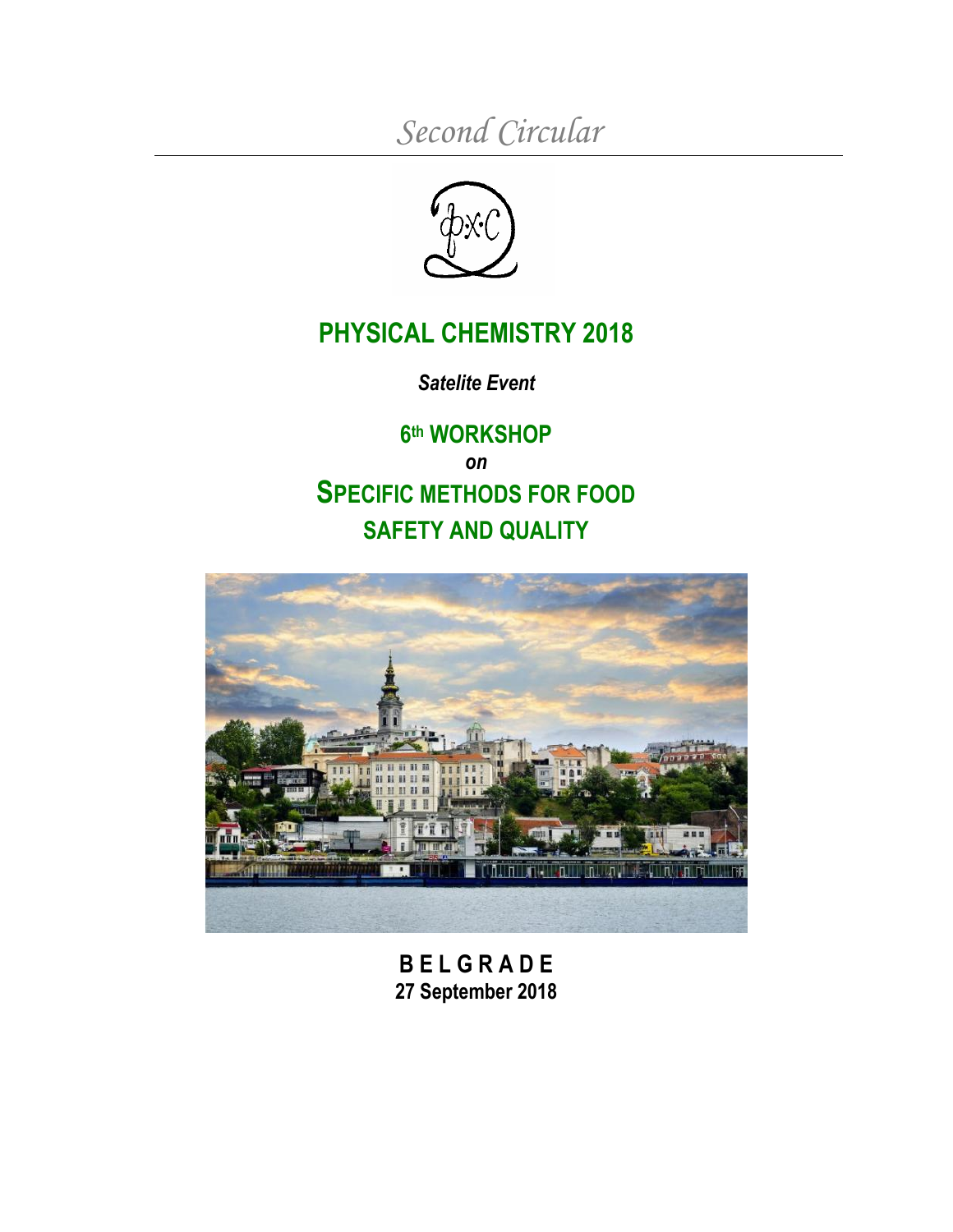*Second Circular*

# PHYSICAL CHEMISTRY 2018

***Satelite Event***

## 6th WORKSHOP

***on***

## SPECIFIC METHODS FOR FOOD SAFETY AND QUALITY

**B E L G R A D E**

**27 September 2018**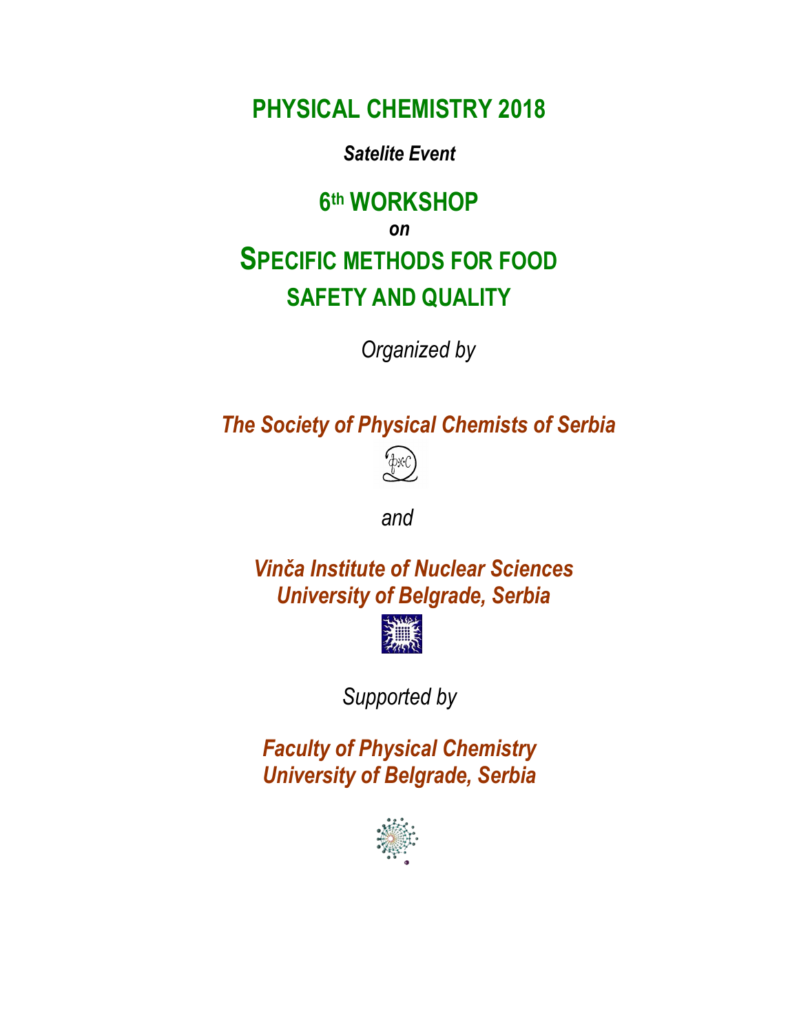# PHYSICAL CHEMISTRY 2018

***Satelite Event***

## 6th WORKSHOP

***on***

## SPECIFIC METHODS FOR FOOD SAFETY AND QUALITY

*Organized by*

***The Society of Physical Chemists of Serbia***

*and*

***Vinča Institute of Nuclear Sciences***
***University of Belgrade, Serbia***

*Supported by*

***Faculty of Physical Chemistry***
***University of Belgrade, Serbia***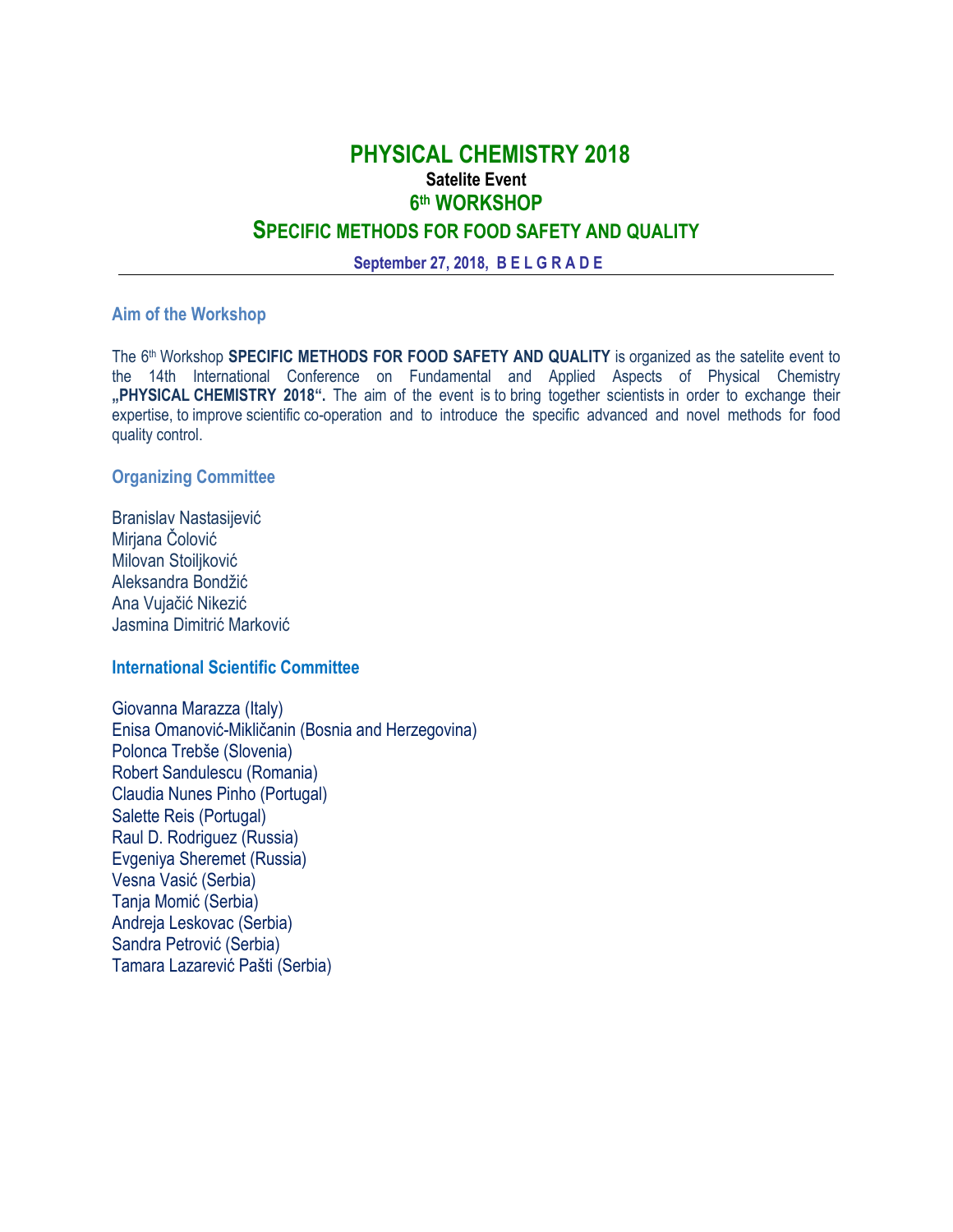# PHYSICAL CHEMISTRY 2018

**Satelite Event**

## 6th WORKSHOP

## SPECIFIC METHODS FOR FOOD SAFETY AND QUALITY

**September 27, 2018, B E L G R A D E**

---

### Aim of the Workshop

The 6th Workshop **SPECIFIC METHODS FOR FOOD SAFETY AND QUALITY** is organized as the satelite event to the 14th International Conference on Fundamental and Applied Aspects of Physical Chemistry **„PHYSICAL CHEMISTRY 2018".** The aim of the event is to bring together scientists in order to exchange their expertise, to improve scientific co-operation and to introduce the specific advanced and novel methods for food quality control.

### Organizing Committee

Branislav Nastasijević
Mirjana Čolović
Milovan Stoiljković
Aleksandra Bondžić
Ana Vujačić Nikezić
Jasmina Dimitrić Marković

### International Scientific Committee

Giovanna Marazza (Italy)
Enisa Omanović-Mikličanin (Bosnia and Herzegovina)
Polonca Trebše (Slovenia)
Robert Sandulescu (Romania)
Claudia Nunes Pinho (Portugal)
Salette Reis (Portugal)
Raul D. Rodriguez (Russia)
Evgeniya Sheremet (Russia)
Vesna Vasić (Serbia)
Tanja Momić (Serbia)
Andreja Leskovac (Serbia)
Sandra Petrović (Serbia)
Tamara Lazarević Pašti (Serbia)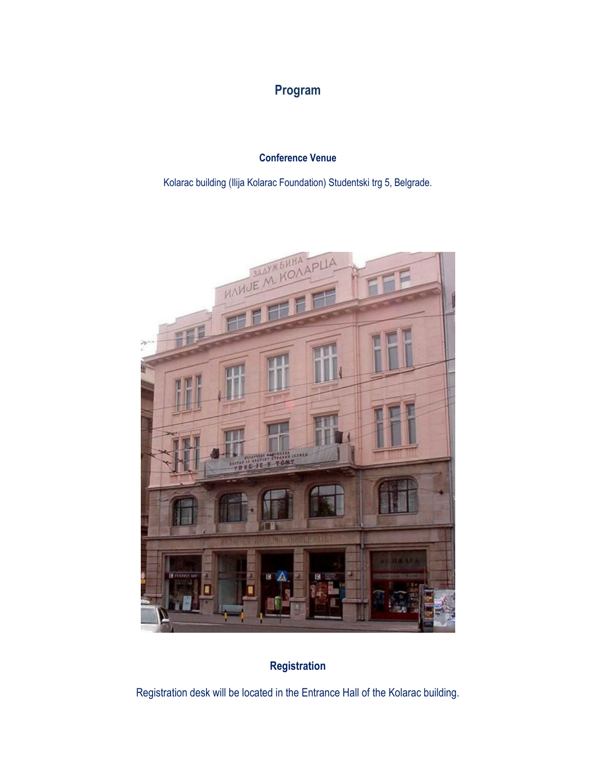# Program

### Conference Venue

Kolarac building (Ilija Kolarac Foundation) Studentski trg 5, Belgrade.

### Registration

Registration desk will be located in the Entrance Hall of the Kolarac building.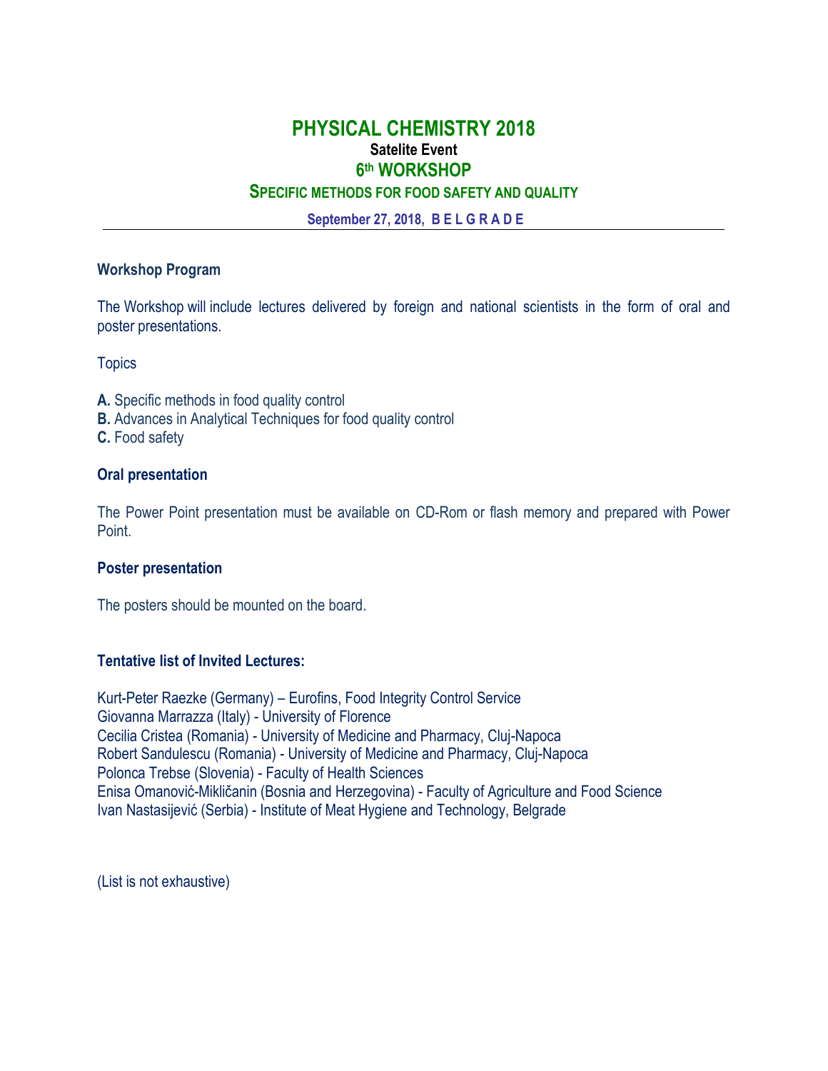# PHYSICAL CHEMISTRY 2018

**Satelite Event**

## 6th WORKSHOP

### SPECIFIC METHODS FOR FOOD SAFETY AND QUALITY

**September 27, 2018, B E L G R A D E**

---

**Workshop Program**

The Workshop will include lectures delivered by foreign and national scientists in the form of oral and poster presentations.

Topics

**A.** Specific methods in food quality control
**B.** Advances in Analytical Techniques for food quality control
**C.** Food safety

**Oral presentation**

The Power Point presentation must be available on CD-Rom or flash memory and prepared with Power Point.

**Poster presentation**

The posters should be mounted on the board.

**Tentative list of Invited Lectures:**

Kurt-Peter Raezke (Germany) – Eurofins, Food Integrity Control Service
Giovanna Marrazza (Italy) - University of Florence
Cecilia Cristea (Romania) - University of Medicine and Pharmacy, Cluj-Napoca
Robert Sandulescu (Romania) - University of Medicine and Pharmacy, Cluj-Napoca
Polonca Trebse (Slovenia) - Faculty of Health Sciences
Enisa Omanović-Mikličanin (Bosnia and Herzegovina) - Faculty of Agriculture and Food Science
Ivan Nastasijević (Serbia) - Institute of Meat Hygiene and Technology, Belgrade

(List is not exhaustive)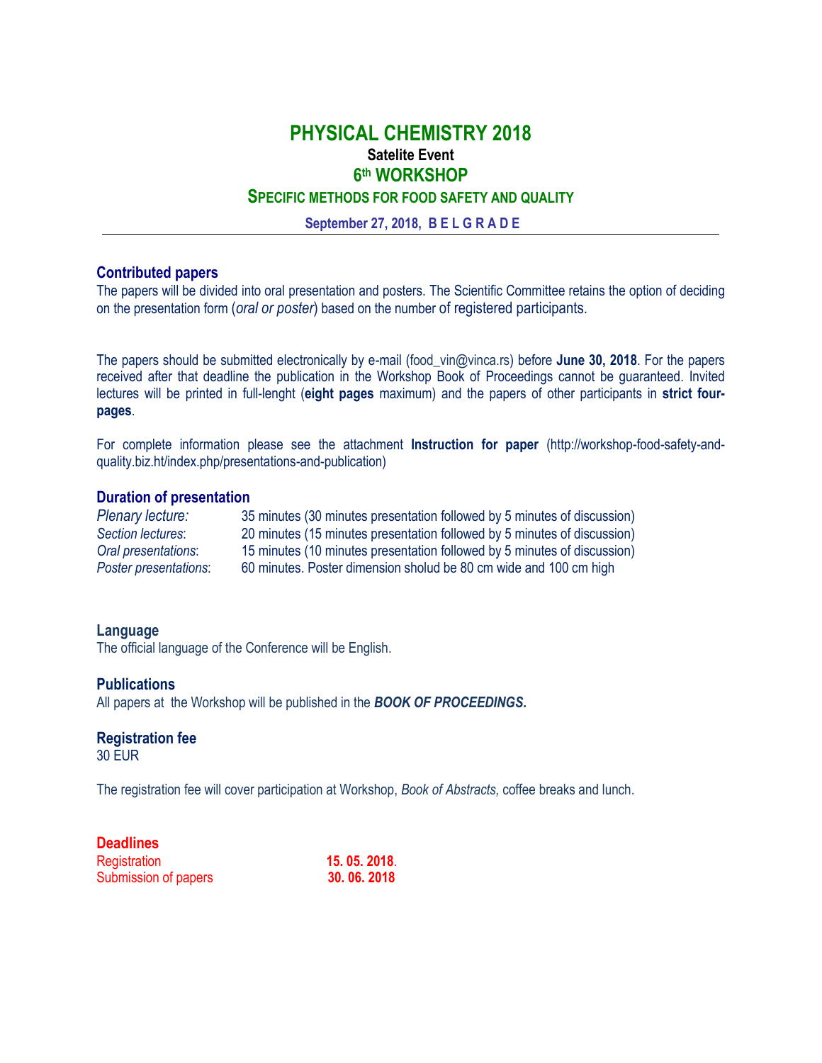# PHYSICAL CHEMISTRY 2018

**Satelite Event**

## 6th WORKSHOP

### SPECIFIC METHODS FOR FOOD SAFETY AND QUALITY

**September 27, 2018, B E L G R A D E**

---

### Contributed papers

The papers will be divided into oral presentation and posters. The Scientific Committee retains the option of deciding on the presentation form (*oral or poster*) based on the number of registered participants.

The papers should be submitted electronically by e-mail (food_vin@vinca.rs) before **June 30, 2018**. For the papers received after that deadline the publication in the Workshop Book of Proceedings cannot be guaranteed. Invited lectures will be printed in full-lenght (**eight pages** maximum) and the papers of other participants in **strict four-pages**.

For complete information please see the attachment **Instruction for paper** (http://workshop-food-safety-and-quality.biz.ht/index.php/presentations-and-publication)

### Duration of presentation

| | |
|---|---|
| *Plenary lecture:* | 35 minutes (30 minutes presentation followed by 5 minutes of discussion) |
| *Section lectures*: | 20 minutes (15 minutes presentation followed by 5 minutes of discussion) |
| *Oral presentations*: | 15 minutes (10 minutes presentation followed by 5 minutes of discussion) |
| *Poster presentations*: | 60 minutes. Poster dimension sholud be 80 cm wide and 100 cm high |

### Language

The official language of the Conference will be English.

### Publications

All papers at the Workshop will be published in the ***BOOK OF PROCEEDINGS.***

### Registration fee

30 EUR

The registration fee will cover participation at Workshop, *Book of Abstracts,* coffee breaks and lunch.

### Deadlines

| | |
|---|---|
| Registration | **15. 05. 2018**. |
| Submission of papers | **30. 06. 2018** |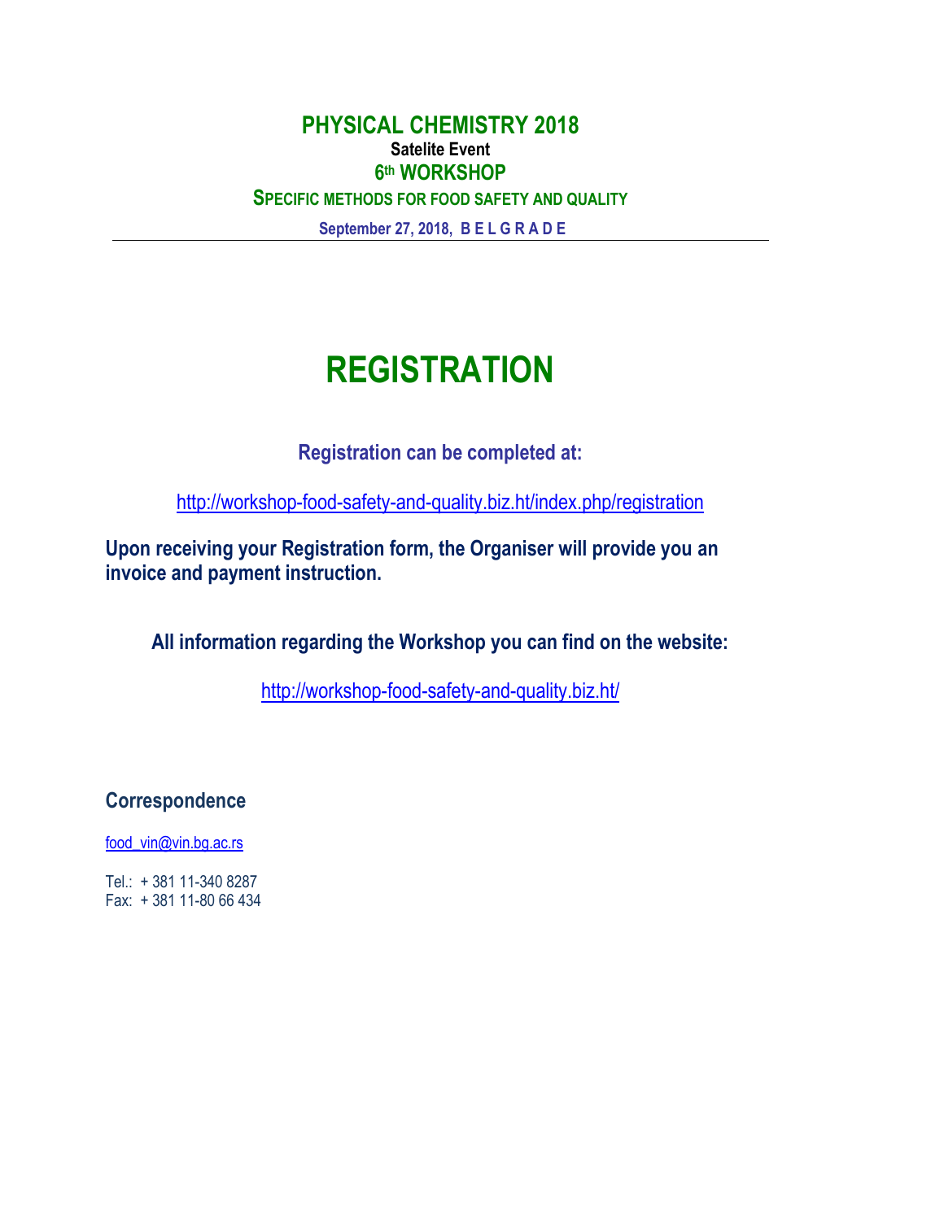**PHYSICAL CHEMISTRY 2018**

**Satelite Event**

**6th WORKSHOP**

**SPECIFIC METHODS FOR FOOD SAFETY AND QUALITY**

**September 27, 2018, B E L G R A D E**

---

# REGISTRATION

**Registration can be completed at:**

http://workshop-food-safety-and-quality.biz.ht/index.php/registration

**Upon receiving your Registration form, the Organiser will provide you an invoice and payment instruction.**

**All information regarding the Workshop you can find on the website:**

http://workshop-food-safety-and-quality.biz.ht/

## Correspondence

food_vin@vin.bg.ac.rs

Tel.: + 381 11-340 8287
Fax: + 381 11-80 66 434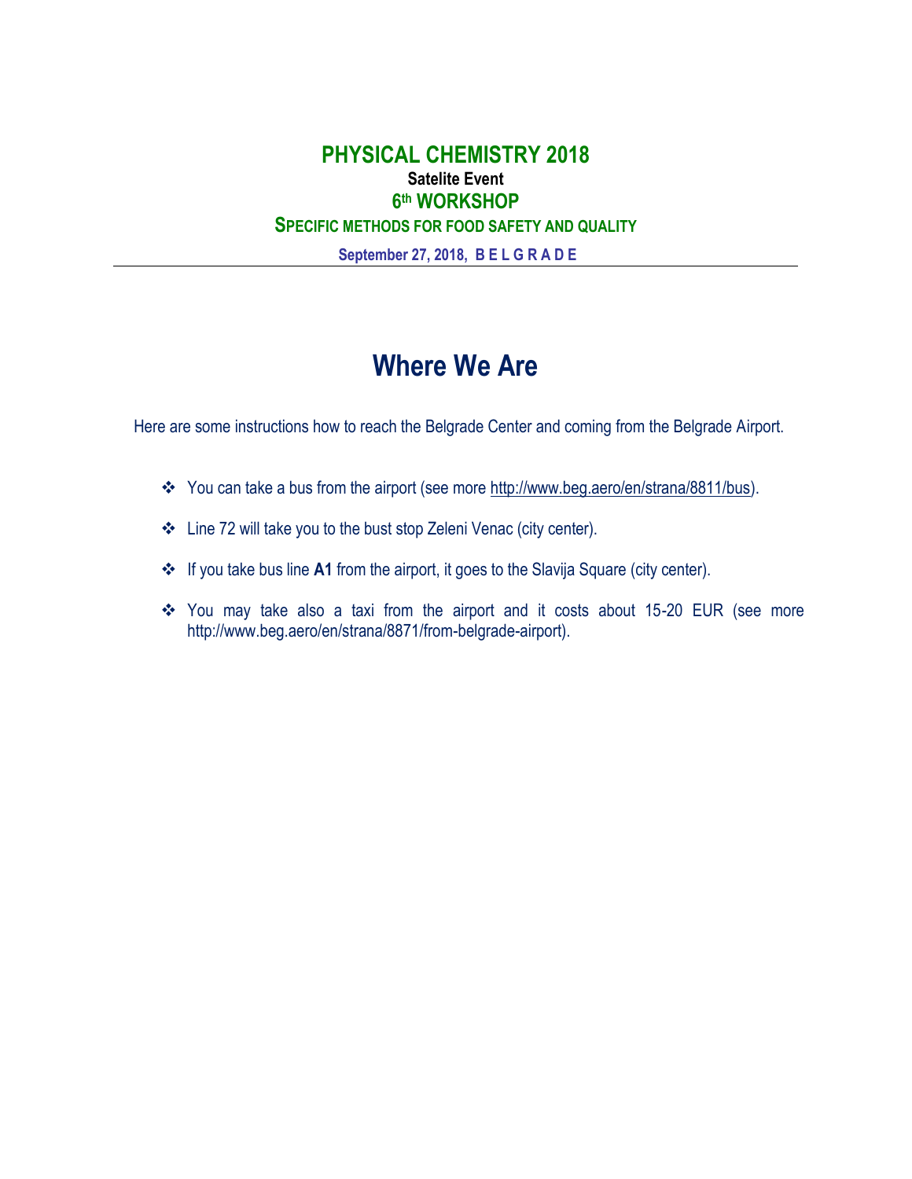**PHYSICAL CHEMISTRY 2018**

**Satelite Event**

**6th WORKSHOP**

**SPECIFIC METHODS FOR FOOD SAFETY AND QUALITY**

**September 27, 2018, B E L G R A D E**

---

# Where We Are

Here are some instructions how to reach the Belgrade Center and coming from the Belgrade Airport.

- You can take a bus from the airport (see more http://www.beg.aero/en/strana/8811/bus).
- Line 72 will take you to the bust stop Zeleni Venac (city center).
- If you take bus line **A1** from the airport, it goes to the Slavija Square (city center).
- You may take also a taxi from the airport and it costs about 15-20 EUR (see more http://www.beg.aero/en/strana/8871/from-belgrade-airport).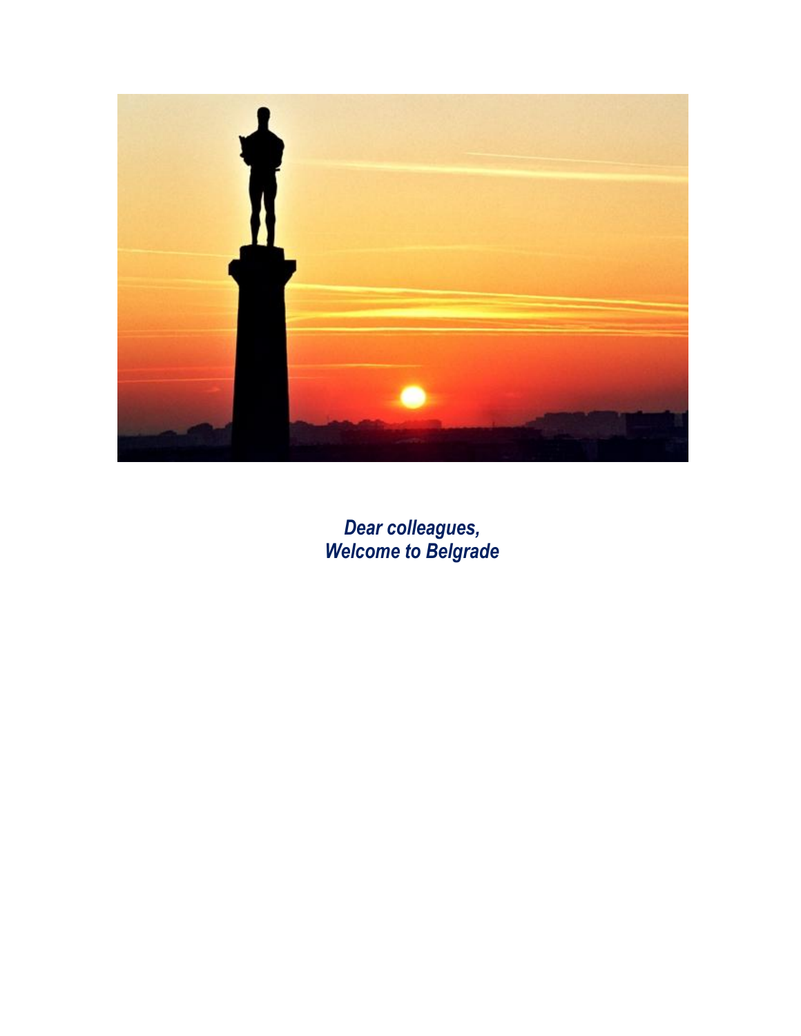*Dear colleagues,*
*Welcome to Belgrade*